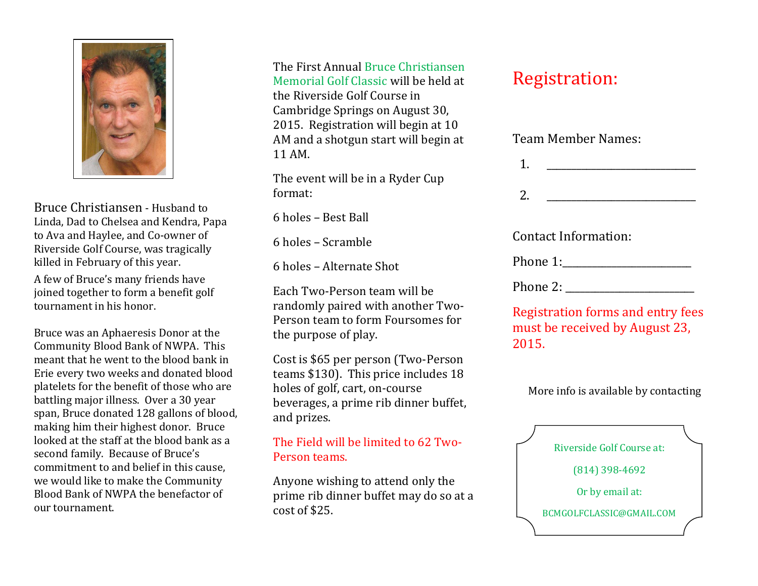**Bruce Christiansen** - Husband to Linda, Dad to Chelsea and Kendra, Papa to Ava and Haylee, and Co-owner of Riverside Golf Course, was tragically killed in February of this year.

A few of Bruce's many friends have joined together to form a benefit golf tournament in his honor.

Bruce was an Aphaeresis Donor at the Community Blood Bank of NWPA. This meant that he went to the blood bank in Erie every two weeks and donated blood platelets for the benefit of those who are battling major illness. Over a 30 year span, Bruce donated 128 gallons of blood, making him their highest donor. Bruce looked at the staff at the blood bank as a second family. Because of Bruce's commitment to and belief in this cause, we would like to make the Community Blood Bank of NWPA the benefactor of our tournament.

The First Annual Bruce Christiansen Memorial Golf Classic will be held at the Riverside Golf Course in Cambridge Springs on August 30, 2015. Registration will begin at 10 AM and a shotgun start will begin at 11 AM.

The event will be in a Ryder Cup format:

6 holes – Best Ball

6 holes – Scramble

6 holes – Alternate Shot

Each Two-Person team will be randomly paired with another Two-Person team to form Foursomes for the purpose of play.

Cost is $65 per person (Two-Person teams $130). This price includes 18 holes of golf, cart, on-course beverages, a prime rib dinner buffet, and prizes.

**The Field will be limited to 62 Two-Person teams.**

Anyone wishing to attend only the prime rib dinner buffet may do so at a cost of $25.

# Registration:

Team Member Names:

1. ____________________________

2. ____________________________

Contact Information:

Phone 1:________________________

Phone 2: ________________________

**Registration forms and entry fees must be received by August 23, 2015.**

More info is available by contacting

Riverside Golf Course at:

(814) 398-4692

Or by email at:

BCMGOLFCLASSIC@GMAIL.COM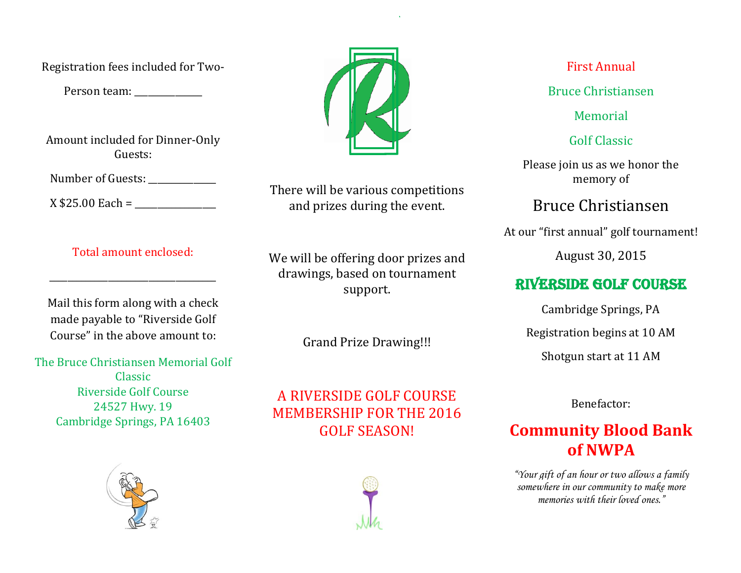Registration fees included for Two-Person team: _____________

Amount included for Dinner-Only Guests:

Number of Guests: _____________

X $25.00 Each = _______________

Total amount enclosed:

________________________________

Mail this form along with a check made payable to "Riverside Golf Course" in the above amount to:

The Bruce Christiansen Memorial Golf Classic
Riverside Golf Course
24527 Hwy. 19
Cambridge Springs, PA 16403

There will be various competitions and prizes during the event.

We will be offering door prizes and drawings, based on tournament support.

Grand Prize Drawing!!!

A RIVERSIDE GOLF COURSE MEMBERSHIP FOR THE 2016 GOLF SEASON!

First Annual

Bruce Christiansen

Memorial

Golf Classic

Please join us as we honor the memory of

## Bruce Christiansen

At our "first annual" golf tournament!

August 30, 2015

## RIVERSIDE GOLF COURSE

Cambridge Springs, PA

Registration begins at 10 AM

Shotgun start at 11 AM

Benefactor:

**Community Blood Bank of NWPA**

*"Your gift of an hour or two allows a family somewhere in our community to make more memories with their loved ones."*